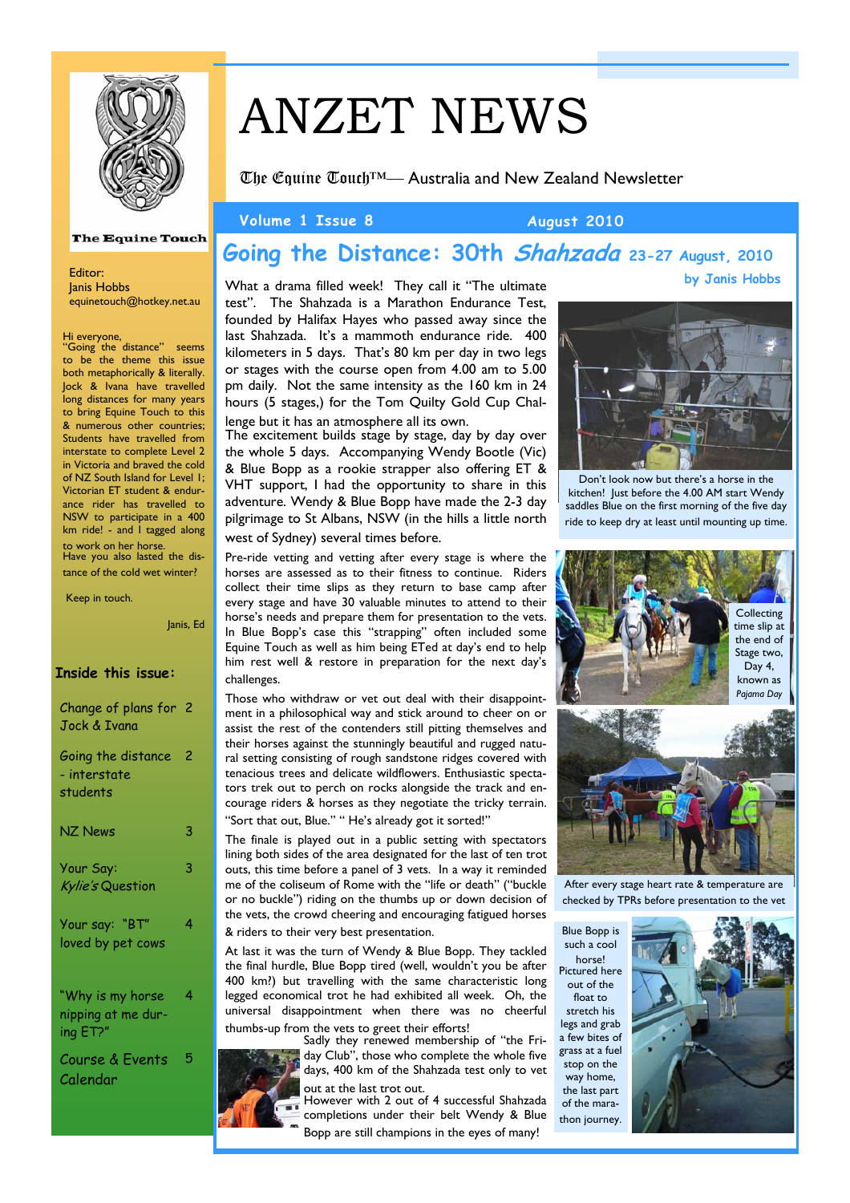# ANZET NEWS

The Equine Touch™— Australia and New Zealand Newsletter

The Equine Touch

Editor:
Janis Hobbs
equinetouch@hotkey.net.au

Hi everyone,
"Going the distance" seems to be the theme this issue both metaphorically & literally. Jock & Ivana have travelled long distances for many years to bring Equine Touch to this & numerous other countries; Students have travelled from interstate to complete Level 2 in Victoria and braved the cold of NZ South Island for Level 1; Victorian ET student & endurance rider has travelled to NSW to participate in a 400 km ride! - and I tagged along to work on her horse.
Have you also lasted the distance of the cold wet winter?

Keep in touch.

Janis, Ed

**Inside this issue:**

- Change of plans for Jock & Ivana — 2
- Going the distance - interstate students — 2
- NZ News — 3
- Your Say: *Kylie's* Question — 3
- Your say: "BT" loved by pet cows — 4
- "Why is my horse nipping at me during ET?" — 4
- Course & Events Calendar — 5

**Volume 1 Issue 8** — **August 2010**

## Going the Distance: 30th *Shahzada* 23-27 August, 2010

**by Janis Hobbs**

What a drama filled week! They call it "The ultimate test". The Shahzada is a Marathon Endurance Test, founded by Halifax Hayes who passed away since the last Shahzada. It's a mammoth endurance ride. 400 kilometers in 5 days. That's 80 km per day in two legs or stages with the course open from 4.00 am to 5.00 pm daily. Not the same intensity as the 160 km in 24 hours (5 stages,) for the Tom Quilty Gold Cup Challenge but it has an atmosphere all its own.

The excitement builds stage by stage, day by day over the whole 5 days. Accompanying Wendy Bootle (Vic) & Blue Bopp as a rookie strapper also offering ET & VHT support, I had the opportunity to share in this adventure. Wendy & Blue Bopp have made the 2-3 day pilgrimage to St Albans, NSW (in the hills a little north west of Sydney) several times before.

Don't look now but there's a horse in the kitchen! Just before the 4.00 AM start Wendy saddles Blue on the first morning of the five day ride to keep dry at least until mounting up time.

Pre-ride vetting and vetting after every stage is where the horses are assessed as to their fitness to continue. Riders collect their time slips as they return to base camp after every stage and have 30 valuable minutes to attend to their horse's needs and prepare them for presentation to the vets. In Blue Bopp's case this "strapping" often included some Equine Touch as well as him being ETed at day's end to help him rest well & restore in preparation for the next day's challenges.

Collecting time slip at the end of Stage two, Day 4, known as *Pajama Day*

Those who withdraw or vet out deal with their disappointment in a philosophical way and stick around to cheer on or assist the rest of the contenders still pitting themselves and their horses against the stunningly beautiful and rugged natural setting consisting of rough sandstone ridges covered with tenacious trees and delicate wildflowers. Enthusiastic spectators trek out to perch on rocks alongside the track and encourage riders & horses as they negotiate the tricky terrain. "Sort that out, Blue." " He's already got it sorted!"

After every stage heart rate & temperature are checked by TPRs before presentation to the vet

The finale is played out in a public setting with spectators lining both sides of the area designated for the last of ten trot outs, this time before a panel of 3 vets. In a way it reminded me of the coliseum of Rome with the "life or death" ("buckle or no buckle") riding on the thumbs up or down decision of the vets, the crowd cheering and encouraging fatigued horses & riders to their very best presentation.

At last it was the turn of Wendy & Blue Bopp. They tackled the final hurdle, Blue Bopp tired (well, wouldn't you be after 400 km?) but travelling with the same characteristic long legged economical trot he had exhibited all week. Oh, the universal disappointment when there was no cheerful thumbs-up from the vets to greet their efforts!

Sadly they renewed membership of "the Friday Club", those who complete the whole five days, 400 km of the Shahzada test only to vet out at the last trot out.

However with 2 out of 4 successful Shahzada completions under their belt Wendy & Blue Bopp are still champions in the eyes of many!

Blue Bopp is such a cool horse! Pictured here out of the float to stretch his legs and grab a few bites of grass at a fuel stop on the way home, the last part of the marathon journey.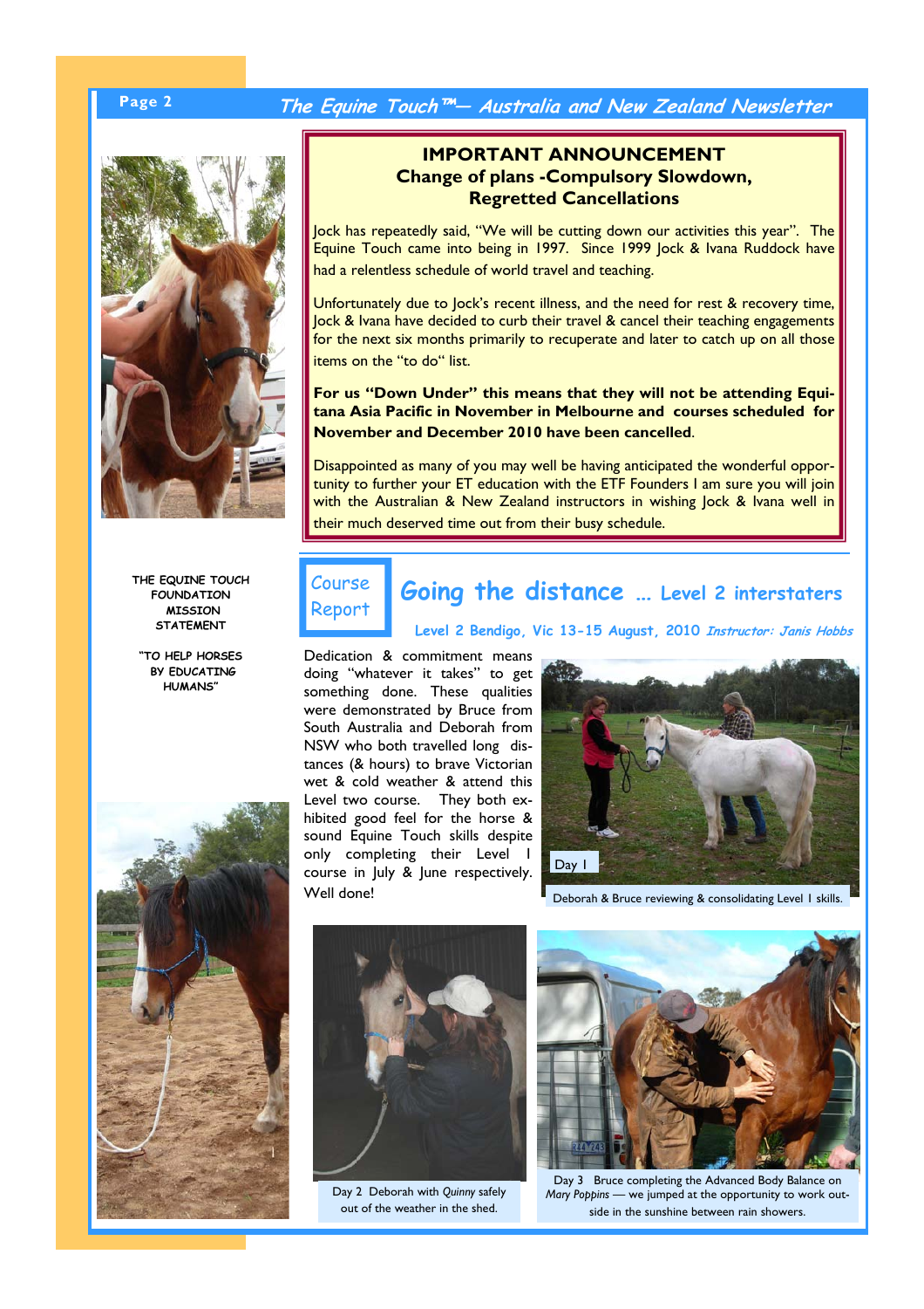## IMPORTANT ANNOUNCEMENT
### Change of plans -Compulsory Slowdown, Regretted Cancellations

Jock has repeatedly said, "We will be cutting down our activities this year". The Equine Touch came into being in 1997. Since 1999 Jock & Ivana Ruddock have had a relentless schedule of world travel and teaching.

Unfortunately due to Jock's recent illness, and the need for rest & recovery time, Jock & Ivana have decided to curb their travel & cancel their teaching engagements for the next six months primarily to recuperate and later to catch up on all those items on the "to do" list.

**For us "Down Under" this means that they will not be attending Equitana Asia Pacific in November in Melbourne and courses scheduled for November and December 2010 have been cancelled**.

Disappointed as many of you may well be having anticipated the wonderful opportunity to further your ET education with the ETF Founders I am sure you will join with the Australian & New Zealand instructors in wishing Jock & Ivana well in their much deserved time out from their busy schedule.

THE EQUINE TOUCH FOUNDATION MISSION STATEMENT

"TO HELP HORSES BY EDUCATING HUMANS"

Course Report

## Going the distance ... Level 2 interstaters

**Level 2 Bendigo, Vic 13-15 August, 2010** *Instructor: Janis Hobbs*

Dedication & commitment means doing "whatever it takes" to get something done. These qualities were demonstrated by Bruce from South Australia and Deborah from NSW who both travelled long distances (& hours) to brave Victorian wet & cold weather & attend this Level two course. They both exhibited good feel for the horse & sound Equine Touch skills despite only completing their Level I course in July & June respectively. Well done!

Day I

Deborah & Bruce reviewing & consolidating Level I skills.

Day 2 Deborah with *Quinny* safely out of the weather in the shed.

Day 3 Bruce completing the Advanced Body Balance on *Mary Poppins* — we jumped at the opportunity to work outside in the sunshine between rain showers.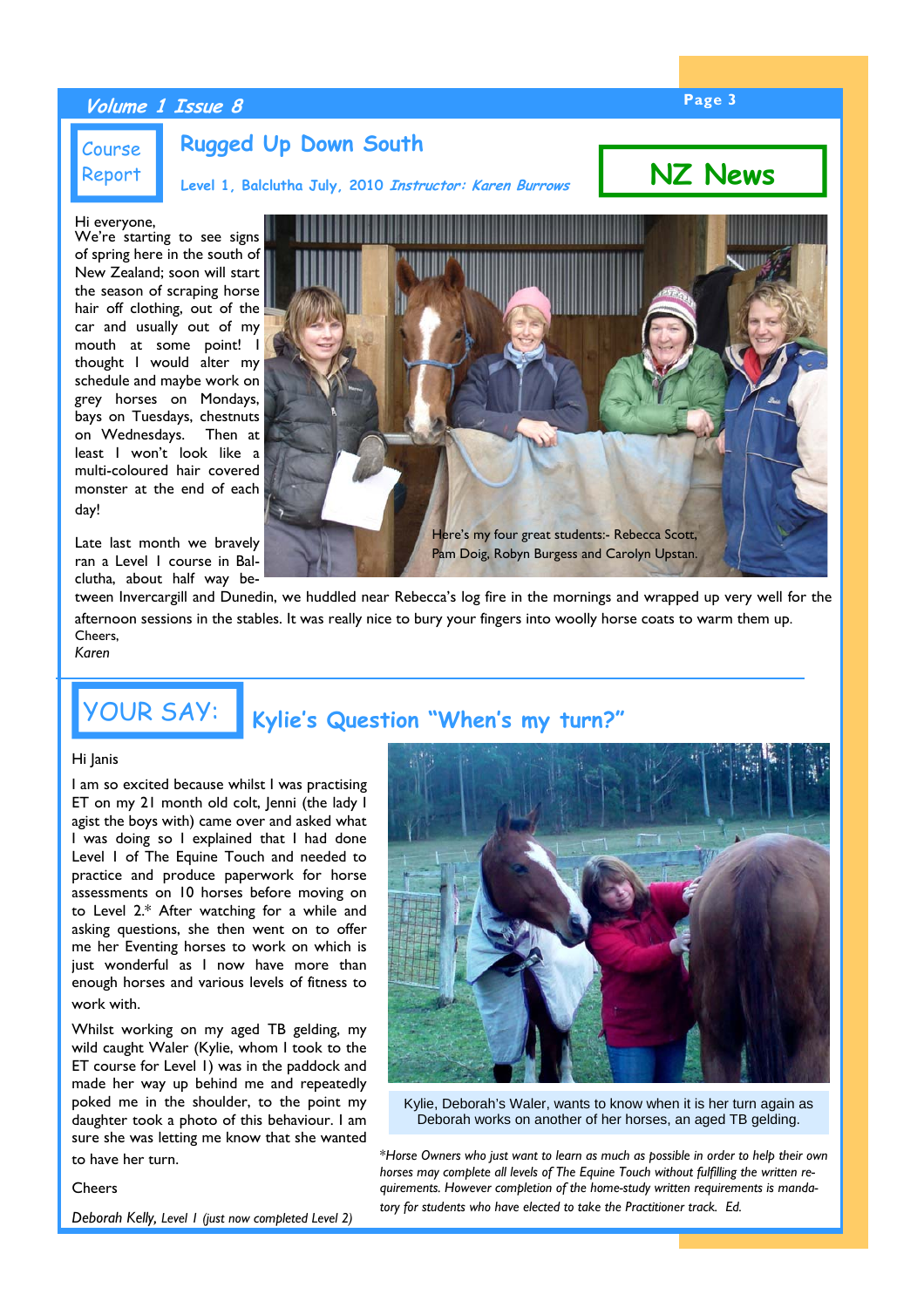## Course Report

## Rugged Up Down South

**Level 1, Balclutha July, 2010** ***Instructor: Karen Burrows***

## NZ News

Hi everyone,
We're starting to see signs of spring here in the south of New Zealand; soon will start the season of scraping horse hair off clothing, out of the car and usually out of my mouth at some point! I thought I would alter my schedule and maybe work on grey horses on Mondays, bays on Tuesdays, chestnuts on Wednesdays. Then at least I won't look like a multi-coloured hair covered monster at the end of each day!

Here's my four great students:- Rebecca Scott, Pam Doig, Robyn Burgess and Carolyn Upstan.

Late last month we bravely ran a Level I course in Balclutha, about half way between Invercargill and Dunedin, we huddled near Rebecca's log fire in the mornings and wrapped up very well for the afternoon sessions in the stables. It was really nice to bury your fingers into woolly horse coats to warm them up.
Cheers,
*Karen*

## YOUR SAY:

## Kylie's Question "When's my turn?"

Hi Janis

I am so excited because whilst I was practising ET on my 21 month old colt, Jenni (the lady I agist the boys with) came over and asked what I was doing so I explained that I had done Level I of The Equine Touch and needed to practice and produce paperwork for horse assessments on 10 horses before moving on to Level 2.* After watching for a while and asking questions, she then went on to offer me her Eventing horses to work on which is just wonderful as I now have more than enough horses and various levels of fitness to work with.

Whilst working on my aged TB gelding, my wild caught Waler (Kylie, whom I took to the ET course for Level I) was in the paddock and made her way up behind me and repeatedly poked me in the shoulder, to the point my daughter took a photo of this behaviour. I am sure she was letting me know that she wanted to have her turn.

Cheers

*Deborah Kelly, Level I (just now completed Level 2)*

Kylie, Deborah's Waler, wants to know when it is her turn again as Deborah works on another of her horses, an aged TB gelding.

**Horse Owners who just want to learn as much as possible in order to help their own horses may complete all levels of The Equine Touch without fulfilling the written requirements. However completion of the home-study written requirements is mandatory for students who have elected to take the Practitioner track. Ed.*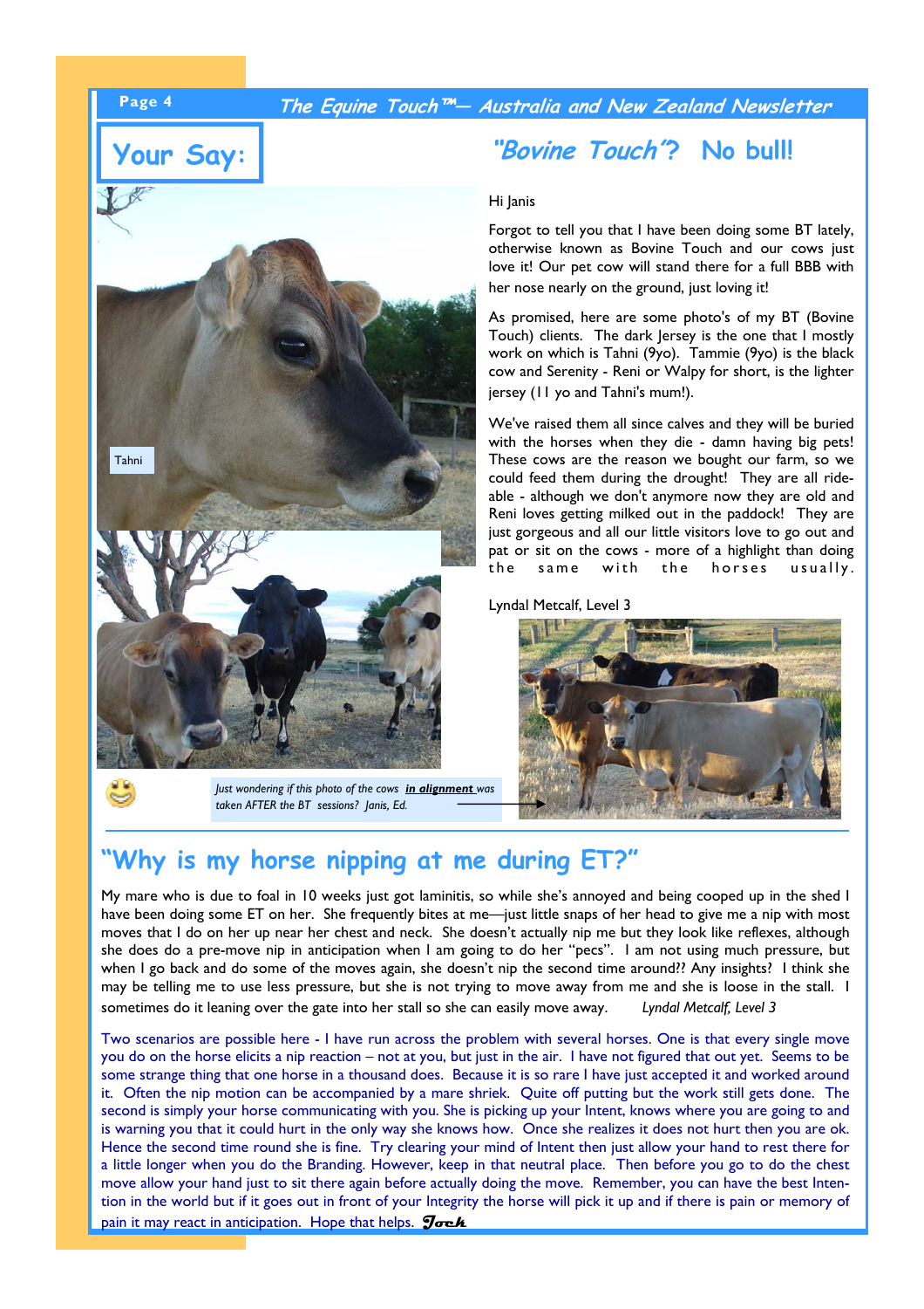## Your Say:

## "Bovine Touch"? No bull!

Tahni

Hi Janis

Forgot to tell you that I have been doing some BT lately, otherwise known as Bovine Touch and our cows just love it! Our pet cow will stand there for a full BBB with her nose nearly on the ground, just loving it!

As promised, here are some photo's of my BT (Bovine Touch) clients. The dark Jersey is the one that I mostly work on which is Tahni (9yo). Tammie (9yo) is the black cow and Serenity - Reni or Walpy for short, is the lighter jersey (11 yo and Tahni's mum!).

We've raised them all since calves and they will be buried with the horses when they die - damn having big pets! These cows are the reason we bought our farm, so we could feed them during the drought! They are all ride-able - although we don't anymore now they are old and Reni loves getting milked out in the paddock! They are just gorgeous and all our little visitors love to go out and pat or sit on the cows - more of a highlight than doing the same with the horses usually.

Lyndal Metcalf, Level 3

*Just wondering if this photo of the cows **in alignment** was taken AFTER the BT sessions? Janis, Ed.*

## "Why is my horse nipping at me during ET?"

My mare who is due to foal in 10 weeks just got laminitis, so while she's annoyed and being cooped up in the shed I have been doing some ET on her. She frequently bites at me—just little snaps of her head to give me a nip with most moves that I do on her up near her chest and neck. She doesn't actually nip me but they look like reflexes, although she does do a pre-move nip in anticipation when I am going to do her "pecs". I am not using much pressure, but when I go back and do some of the moves again, she doesn't nip the second time around?? Any insights? I think she may be telling me to use less pressure, but she is not trying to move away from me and she is loose in the stall. I sometimes do it leaning over the gate into her stall so she can easily move away. *Lyndal Metcalf, Level 3*

Two scenarios are possible here - I have run across the problem with several horses. One is that every single move you do on the horse elicits a nip reaction – not at you, but just in the air. I have not figured that out yet. Seems to be some strange thing that one horse in a thousand does. Because it is so rare I have just accepted it and worked around it. Often the nip motion can be accompanied by a mare shriek. Quite off putting but the work still gets done. The second is simply your horse communicating with you. She is picking up your Intent, knows where you are going to and is warning you that it could hurt in the only way she knows how. Once she realizes it does not hurt then you are ok. Hence the second time round she is fine. Try clearing your mind of Intent then just allow your hand to rest there for a little longer when you do the Branding. However, keep in that neutral place. Then before you go to do the chest move allow your hand just to sit there again before actually doing the move. Remember, you can have the best Intention in the world but if it goes out in front of your Integrity the horse will pick it up and if there is pain or memory of pain it may react in anticipation. Hope that helps. ***Jock***